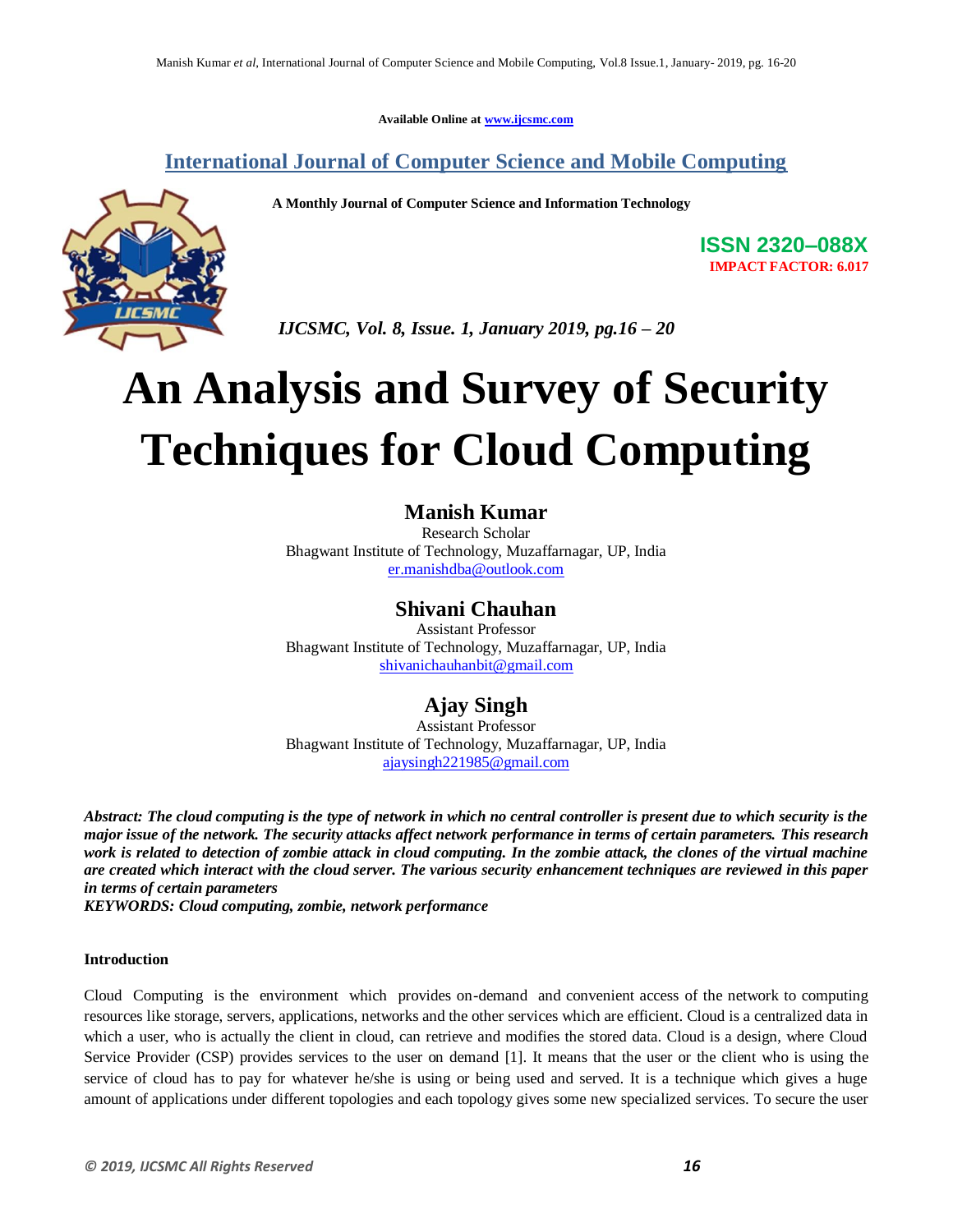Available Online at www.ijcsmc.com

## International Journal of Computer Science and Mobile Computing

**A Monthly Journal of Computer Science and Information Technology**

**ISSN 2320–088X**
**IMPACT FACTOR: 6.017**

# An Analysis and Survey of Security Techniques for Cloud Computing

**Manish Kumar**
Research Scholar
Bhagwant Institute of Technology, Muzaffarnagar, UP, India
er.manishdba@outlook.com

**Shivani Chauhan**
Assistant Professor
Bhagwant Institute of Technology, Muzaffarnagar, UP, India
shivanichauhanbit@gmail.com

**Ajay Singh**
Assistant Professor
Bhagwant Institute of Technology, Muzaffarnagar, UP, India
ajaysingh221985@gmail.com

***Abstract: The cloud computing is the type of network in which no central controller is present due to which security is the major issue of the network. The security attacks affect network performance in terms of certain parameters. This research work is related to detection of zombie attack in cloud computing. In the zombie attack, the clones of the virtual machine are created which interact with the cloud server. The various security enhancement techniques are reviewed in this paper in terms of certain parameters***

***KEYWORDS: Cloud computing, zombie, network performance***

### Introduction

Cloud Computing is the environment which provides on-demand and convenient access of the network to computing resources like storage, servers, applications, networks and the other services which are efficient. Cloud is a centralized data in which a user, who is actually the client in cloud, can retrieve and modifies the stored data. Cloud is a design, where Cloud Service Provider (CSP) provides services to the user on demand [1]. It means that the user or the client who is using the service of cloud has to pay for whatever he/she is using or being used and served. It is a technique which gives a huge amount of applications under different topologies and each topology gives some new specialized services. To secure the user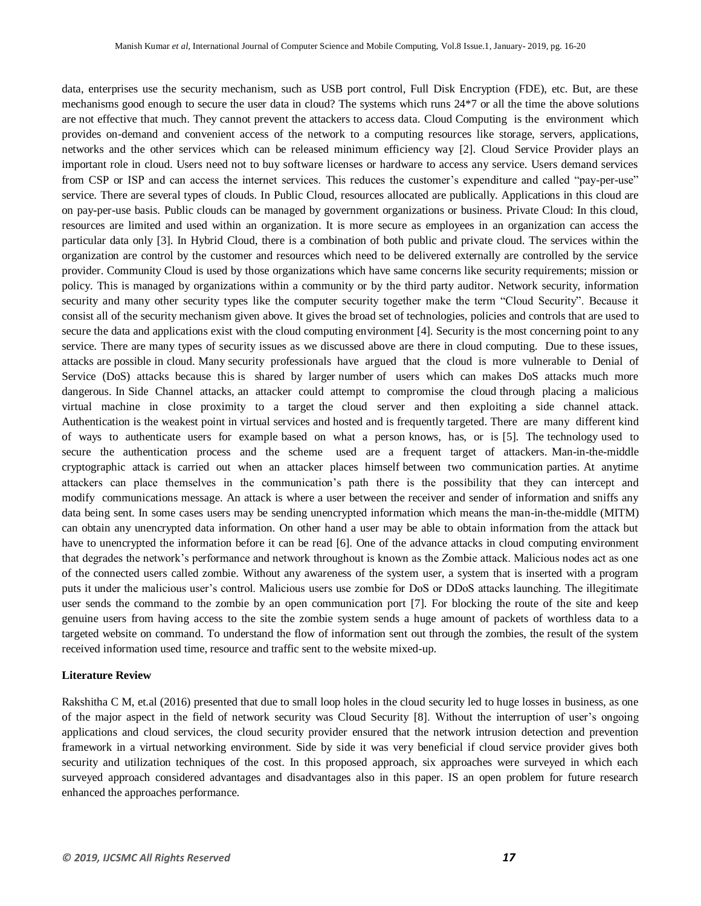data, enterprises use the security mechanism, such as USB port control, Full Disk Encryption (FDE), etc. But, are these mechanisms good enough to secure the user data in cloud? The systems which runs 24*7 or all the time the above solutions are not effective that much. They cannot prevent the attackers to access data. Cloud Computing is the environment which provides on-demand and convenient access of the network to a computing resources like storage, servers, applications, networks and the other services which can be released minimum efficiency way [2]. Cloud Service Provider plays an important role in cloud. Users need not to buy software licenses or hardware to access any service. Users demand services from CSP or ISP and can access the internet services. This reduces the customer's expenditure and called "pay-per-use" service. There are several types of clouds. In Public Cloud, resources allocated are publically. Applications in this cloud are on pay-per-use basis. Public clouds can be managed by government organizations or business. Private Cloud: In this cloud, resources are limited and used within an organization. It is more secure as employees in an organization can access the particular data only [3]. In Hybrid Cloud, there is a combination of both public and private cloud. The services within the organization are control by the customer and resources which need to be delivered externally are controlled by the service provider. Community Cloud is used by those organizations which have same concerns like security requirements; mission or policy. This is managed by organizations within a community or by the third party auditor. Network security, information security and many other security types like the computer security together make the term "Cloud Security". Because it consist all of the security mechanism given above. It gives the broad set of technologies, policies and controls that are used to secure the data and applications exist with the cloud computing environment [4]. Security is the most concerning point to any service. There are many types of security issues as we discussed above are there in cloud computing. Due to these issues, attacks are possible in cloud. Many security professionals have argued that the cloud is more vulnerable to Denial of Service (DoS) attacks because this is shared by larger number of users which can makes DoS attacks much more dangerous. In Side Channel attacks, an attacker could attempt to compromise the cloud through placing a malicious virtual machine in close proximity to a target the cloud server and then exploiting a side channel attack. Authentication is the weakest point in virtual services and hosted and is frequently targeted. There are many different kind of ways to authenticate users for example based on what a person knows, has, or is [5]. The technology used to secure the authentication process and the scheme used are a frequent target of attackers. Man-in-the-middle cryptographic attack is carried out when an attacker places himself between two communication parties. At anytime attackers can place themselves in the communication's path there is the possibility that they can intercept and modify communications message. An attack is where a user between the receiver and sender of information and sniffs any data being sent. In some cases users may be sending unencrypted information which means the man-in-the-middle (MITM) can obtain any unencrypted data information. On other hand a user may be able to obtain information from the attack but have to unencrypted the information before it can be read [6]. One of the advance attacks in cloud computing environment that degrades the network's performance and network throughout is known as the Zombie attack. Malicious nodes act as one of the connected users called zombie. Without any awareness of the system user, a system that is inserted with a program puts it under the malicious user's control. Malicious users use zombie for DoS or DDoS attacks launching. The illegitimate user sends the command to the zombie by an open communication port [7]. For blocking the route of the site and keep genuine users from having access to the site the zombie system sends a huge amount of packets of worthless data to a targeted website on command. To understand the flow of information sent out through the zombies, the result of the system received information used time, resource and traffic sent to the website mixed-up.

## Literature Review

Rakshitha C M, et.al (2016) presented that due to small loop holes in the cloud security led to huge losses in business, as one of the major aspect in the field of network security was Cloud Security [8]. Without the interruption of user's ongoing applications and cloud services, the cloud security provider ensured that the network intrusion detection and prevention framework in a virtual networking environment. Side by side it was very beneficial if cloud service provider gives both security and utilization techniques of the cost. In this proposed approach, six approaches were surveyed in which each surveyed approach considered advantages and disadvantages also in this paper. IS an open problem for future research enhanced the approaches performance.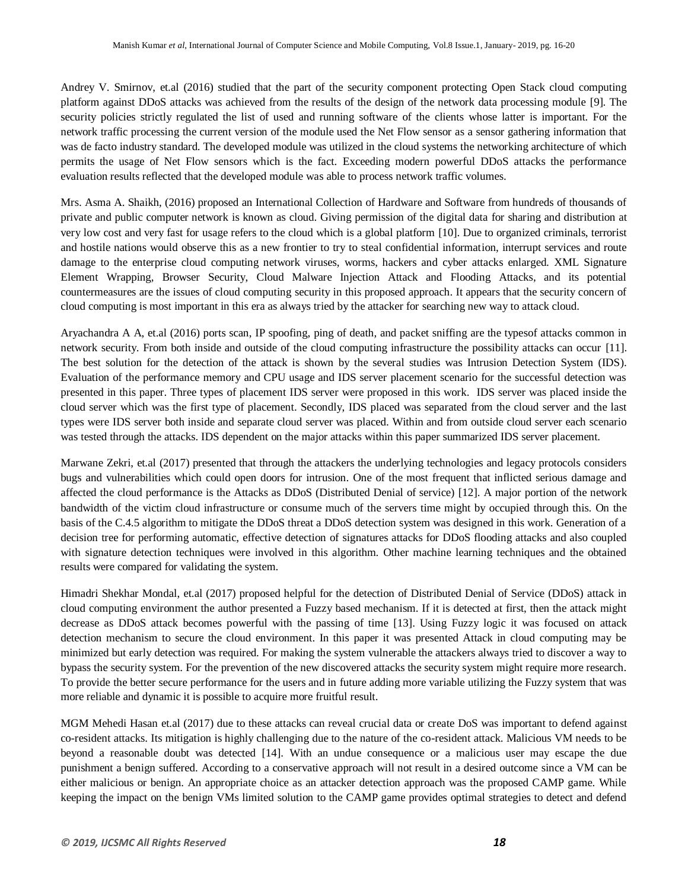Andrey V. Smirnov, et.al (2016) studied that the part of the security component protecting Open Stack cloud computing platform against DDoS attacks was achieved from the results of the design of the network data processing module [9]. The security policies strictly regulated the list of used and running software of the clients whose latter is important. For the network traffic processing the current version of the module used the Net Flow sensor as a sensor gathering information that was de facto industry standard. The developed module was utilized in the cloud systems the networking architecture of which permits the usage of Net Flow sensors which is the fact. Exceeding modern powerful DDoS attacks the performance evaluation results reflected that the developed module was able to process network traffic volumes.

Mrs. Asma A. Shaikh, (2016) proposed an International Collection of Hardware and Software from hundreds of thousands of private and public computer network is known as cloud. Giving permission of the digital data for sharing and distribution at very low cost and very fast for usage refers to the cloud which is a global platform [10]. Due to organized criminals, terrorist and hostile nations would observe this as a new frontier to try to steal confidential information, interrupt services and route damage to the enterprise cloud computing network viruses, worms, hackers and cyber attacks enlarged. XML Signature Element Wrapping, Browser Security, Cloud Malware Injection Attack and Flooding Attacks, and its potential countermeasures are the issues of cloud computing security in this proposed approach. It appears that the security concern of cloud computing is most important in this era as always tried by the attacker for searching new way to attack cloud.

Aryachandra A A, et.al (2016) ports scan, IP spoofing, ping of death, and packet sniffing are the typesof attacks common in network security. From both inside and outside of the cloud computing infrastructure the possibility attacks can occur [11]. The best solution for the detection of the attack is shown by the several studies was Intrusion Detection System (IDS). Evaluation of the performance memory and CPU usage and IDS server placement scenario for the successful detection was presented in this paper. Three types of placement IDS server were proposed in this work. IDS server was placed inside the cloud server which was the first type of placement. Secondly, IDS placed was separated from the cloud server and the last types were IDS server both inside and separate cloud server was placed. Within and from outside cloud server each scenario was tested through the attacks. IDS dependent on the major attacks within this paper summarized IDS server placement.

Marwane Zekri, et.al (2017) presented that through the attackers the underlying technologies and legacy protocols considers bugs and vulnerabilities which could open doors for intrusion. One of the most frequent that inflicted serious damage and affected the cloud performance is the Attacks as DDoS (Distributed Denial of service) [12]. A major portion of the network bandwidth of the victim cloud infrastructure or consume much of the servers time might by occupied through this. On the basis of the C.4.5 algorithm to mitigate the DDoS threat a DDoS detection system was designed in this work. Generation of a decision tree for performing automatic, effective detection of signatures attacks for DDoS flooding attacks and also coupled with signature detection techniques were involved in this algorithm. Other machine learning techniques and the obtained results were compared for validating the system.

Himadri Shekhar Mondal, et.al (2017) proposed helpful for the detection of Distributed Denial of Service (DDoS) attack in cloud computing environment the author presented a Fuzzy based mechanism. If it is detected at first, then the attack might decrease as DDoS attack becomes powerful with the passing of time [13]. Using Fuzzy logic it was focused on attack detection mechanism to secure the cloud environment. In this paper it was presented Attack in cloud computing may be minimized but early detection was required. For making the system vulnerable the attackers always tried to discover a way to bypass the security system. For the prevention of the new discovered attacks the security system might require more research. To provide the better secure performance for the users and in future adding more variable utilizing the Fuzzy system that was more reliable and dynamic it is possible to acquire more fruitful result.

MGM Mehedi Hasan et.al (2017) due to these attacks can reveal crucial data or create DoS was important to defend against co-resident attacks. Its mitigation is highly challenging due to the nature of the co-resident attack. Malicious VM needs to be beyond a reasonable doubt was detected [14]. With an undue consequence or a malicious user may escape the due punishment a benign suffered. According to a conservative approach will not result in a desired outcome since a VM can be either malicious or benign. An appropriate choice as an attacker detection approach was the proposed CAMP game. While keeping the impact on the benign VMs limited solution to the CAMP game provides optimal strategies to detect and defend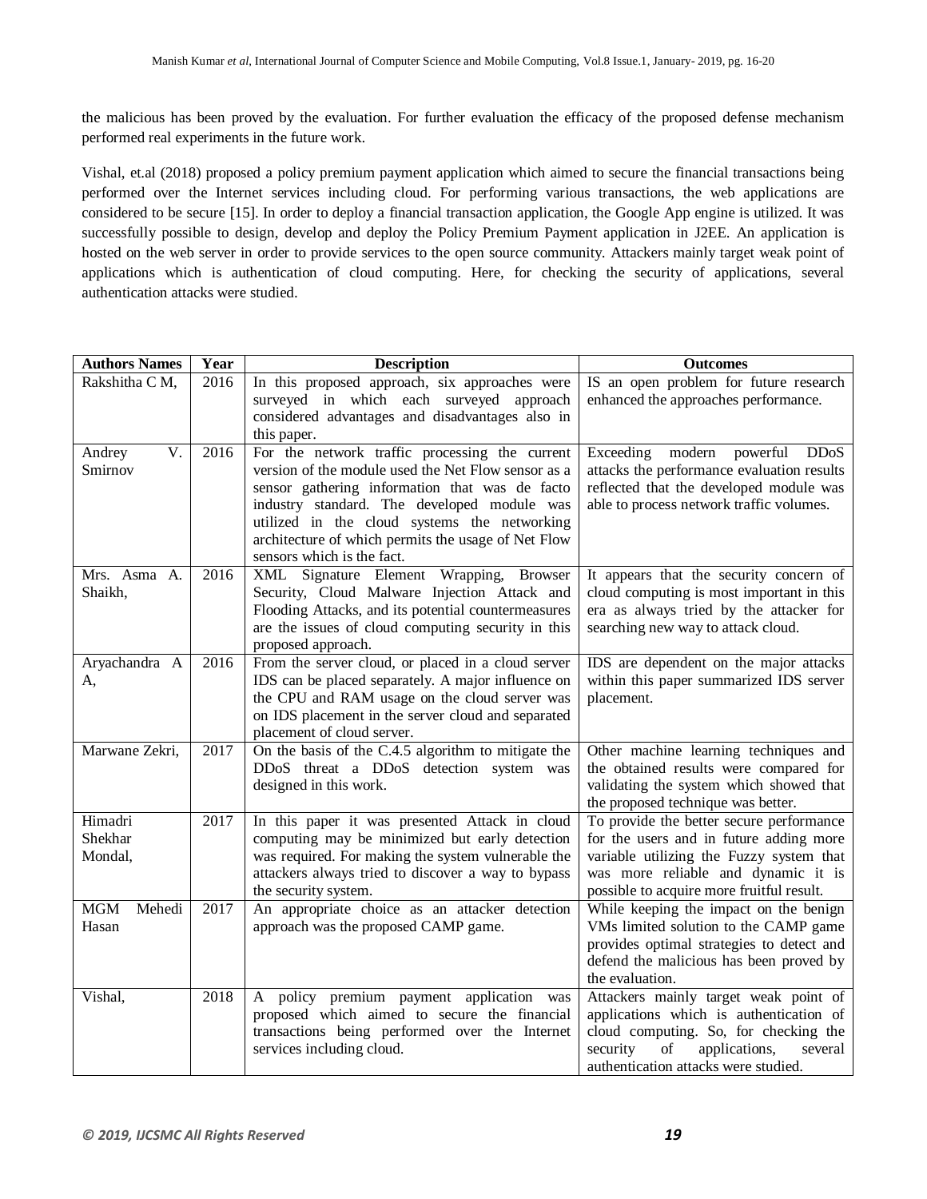the malicious has been proved by the evaluation. For further evaluation the efficacy of the proposed defense mechanism performed real experiments in the future work.

Vishal, et.al (2018) proposed a policy premium payment application which aimed to secure the financial transactions being performed over the Internet services including cloud. For performing various transactions, the web applications are considered to be secure [15]. In order to deploy a financial transaction application, the Google App engine is utilized. It was successfully possible to design, develop and deploy the Policy Premium Payment application in J2EE. An application is hosted on the web server in order to provide services to the open source community. Attackers mainly target weak point of applications which is authentication of cloud computing. Here, for checking the security of applications, several authentication attacks were studied.

| Authors Names | Year | Description | Outcomes |
|---|---|---|---|
| Rakshitha C M, | 2016 | In this proposed approach, six approaches were surveyed in which each surveyed approach considered advantages and disadvantages also in this paper. | IS an open problem for future research enhanced the approaches performance. |
| Andrey V. Smirnov | 2016 | For the network traffic processing the current version of the module used the Net Flow sensor as a sensor gathering information that was de facto industry standard. The developed module was utilized in the cloud systems the networking architecture of which permits the usage of Net Flow sensors which is the fact. | Exceeding modern powerful DDoS attacks the performance evaluation results reflected that the developed module was able to process network traffic volumes. |
| Mrs. Asma A. Shaikh, | 2016 | XML Signature Element Wrapping, Browser Security, Cloud Malware Injection Attack and Flooding Attacks, and its potential countermeasures are the issues of cloud computing security in this proposed approach. | It appears that the security concern of cloud computing is most important in this era as always tried by the attacker for searching new way to attack cloud. |
| Aryachandra A A, | 2016 | From the server cloud, or placed in a cloud server IDS can be placed separately. A major influence on the CPU and RAM usage on the cloud server was on IDS placement in the server cloud and separated placement of cloud server. | IDS are dependent on the major attacks within this paper summarized IDS server placement. |
| Marwane Zekri, | 2017 | On the basis of the C.4.5 algorithm to mitigate the DDoS threat a DDoS detection system was designed in this work. | Other machine learning techniques and the obtained results were compared for validating the system which showed that the proposed technique was better. |
| Himadri Shekhar Mondal, | 2017 | In this paper it was presented Attack in cloud computing may be minimized but early detection was required. For making the system vulnerable the attackers always tried to discover a way to bypass the security system. | To provide the better secure performance for the users and in future adding more variable utilizing the Fuzzy system that was more reliable and dynamic it is possible to acquire more fruitful result. |
| MGM Mehedi Hasan | 2017 | An appropriate choice as an attacker detection approach was the proposed CAMP game. | While keeping the impact on the benign VMs limited solution to the CAMP game provides optimal strategies to detect and defend the malicious has been proved by the evaluation. |
| Vishal, | 2018 | A policy premium payment application was proposed which aimed to secure the financial transactions being performed over the Internet services including cloud. | Attackers mainly target weak point of applications which is authentication of cloud computing. So, for checking the security of applications, several authentication attacks were studied. |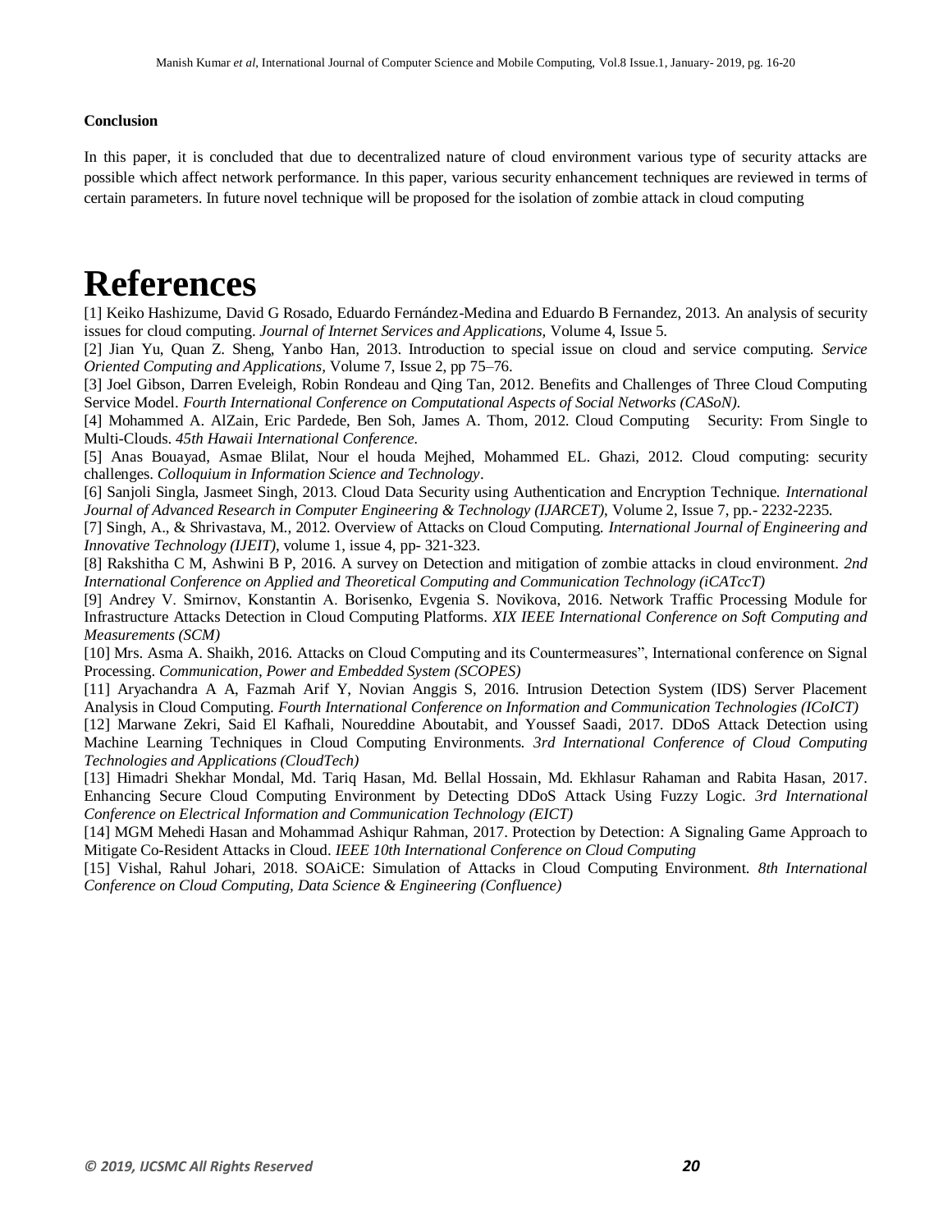**Conclusion**

In this paper, it is concluded that due to decentralized nature of cloud environment various type of security attacks are possible which affect network performance. In this paper, various security enhancement techniques are reviewed in terms of certain parameters. In future novel technique will be proposed for the isolation of zombie attack in cloud computing

# References

[1] Keiko Hashizume, David G Rosado, Eduardo Fernández-Medina and Eduardo B Fernandez, 2013. An analysis of security issues for cloud computing. *Journal of Internet Services and Applications,* Volume 4, Issue 5.

[2] Jian Yu, Quan Z. Sheng, Yanbo Han, 2013. Introduction to special issue on cloud and service computing. *Service Oriented Computing and Applications,* Volume 7, Issue 2, pp 75–76.

[3] Joel Gibson, Darren Eveleigh, Robin Rondeau and Qing Tan, 2012. Benefits and Challenges of Three Cloud Computing Service Model. *Fourth International Conference on Computational Aspects of Social Networks (CASoN).*

[4] Mohammed A. AlZain, Eric Pardede, Ben Soh, James A. Thom, 2012. Cloud Computing Security: From Single to Multi-Clouds. *45th Hawaii International Conference.*

[5] Anas Bouayad, Asmae Blilat, Nour el houda Mejhed, Mohammed EL. Ghazi, 2012. Cloud computing: security challenges. *Colloquium in Information Science and Technology*.

[6] Sanjoli Singla, Jasmeet Singh, 2013. Cloud Data Security using Authentication and Encryption Technique. *International Journal of Advanced Research in Computer Engineering & Technology (IJARCET),* Volume 2, Issue 7, pp.- 2232-2235.

[7] Singh, A., & Shrivastava, M., 2012. Overview of Attacks on Cloud Computing. *International Journal of Engineering and Innovative Technology (IJEIT)*, volume 1, issue 4, pp- 321-323.

[8] Rakshitha C M, Ashwini B P, 2016. A survey on Detection and mitigation of zombie attacks in cloud environment. *2nd International Conference on Applied and Theoretical Computing and Communication Technology (iCATccT)*

[9] Andrey V. Smirnov, Konstantin A. Borisenko, Evgenia S. Novikova, 2016. Network Traffic Processing Module for Infrastructure Attacks Detection in Cloud Computing Platforms. *XIX IEEE International Conference on Soft Computing and Measurements (SCM)*

[10] Mrs. Asma A. Shaikh, 2016. Attacks on Cloud Computing and its Countermeasures", International conference on Signal Processing. *Communication, Power and Embedded System (SCOPES)*

[11] Aryachandra A A, Fazmah Arif Y, Novian Anggis S, 2016. Intrusion Detection System (IDS) Server Placement Analysis in Cloud Computing. *Fourth International Conference on Information and Communication Technologies (ICoICT)*

[12] Marwane Zekri, Said El Kafhali, Noureddine Aboutabit, and Youssef Saadi, 2017. DDoS Attack Detection using Machine Learning Techniques in Cloud Computing Environments. *3rd International Conference of Cloud Computing Technologies and Applications (CloudTech)*

[13] Himadri Shekhar Mondal, Md. Tariq Hasan, Md. Bellal Hossain, Md. Ekhlasur Rahaman and Rabita Hasan, 2017. Enhancing Secure Cloud Computing Environment by Detecting DDoS Attack Using Fuzzy Logic. *3rd International Conference on Electrical Information and Communication Technology (EICT)*

[14] MGM Mehedi Hasan and Mohammad Ashiqur Rahman, 2017. Protection by Detection: A Signaling Game Approach to Mitigate Co-Resident Attacks in Cloud. *IEEE 10th International Conference on Cloud Computing*

[15] Vishal, Rahul Johari, 2018. SOAiCE: Simulation of Attacks in Cloud Computing Environment. *8th International Conference on Cloud Computing, Data Science & Engineering (Confluence)*